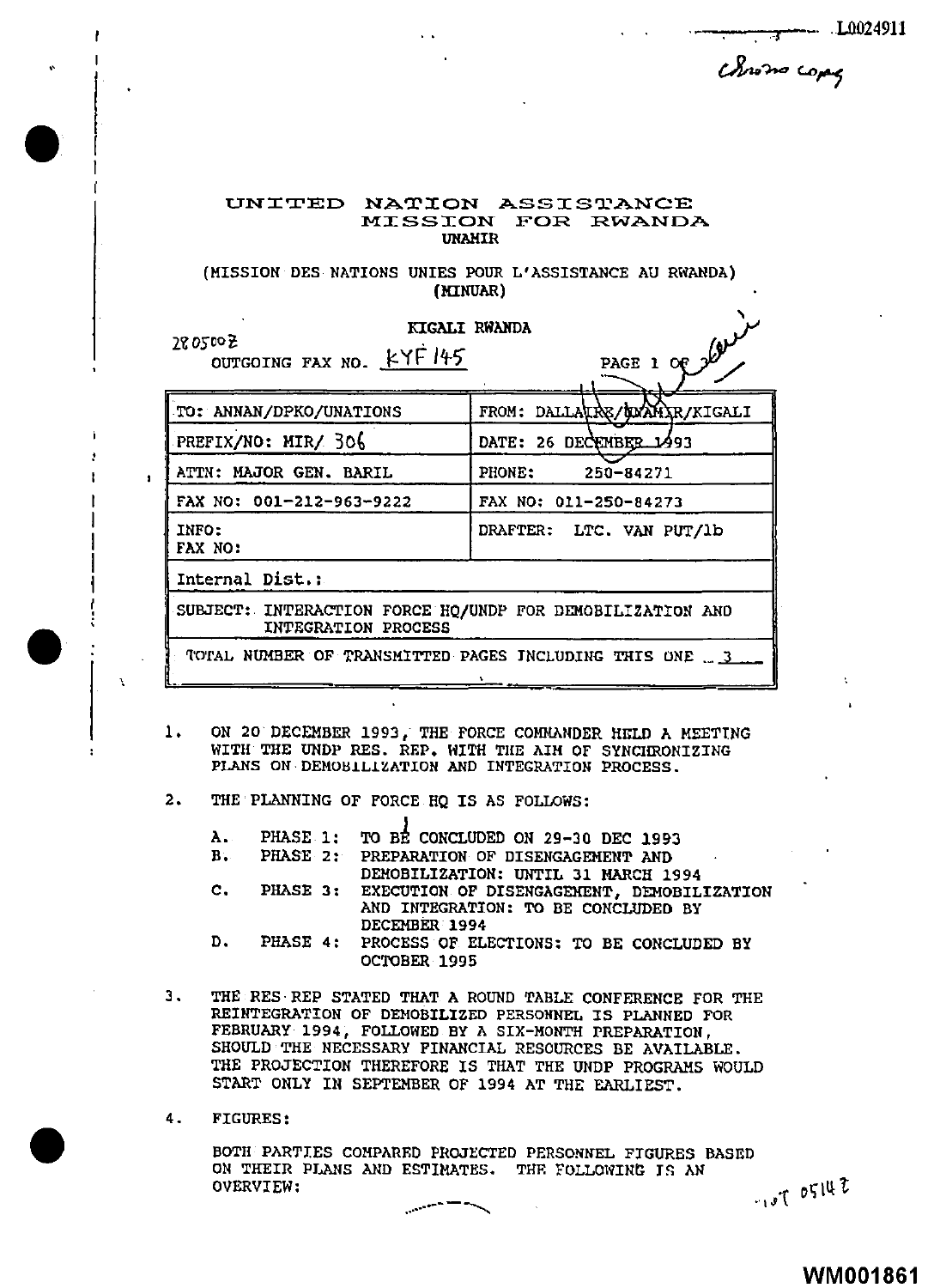L0024911

Chrono copy

# UNITED NATION ASSISTANCE MISSION FOR RWANDA

**UNAMIR**

(MISSION DES NATIONS UNIES POUR L'ASSISTANCE AU RWANDA)
(MINUAR)

KIGALI RWANDA

280500Z

OUTGOING FAX NO. KYF 145 PAGE 1 OF 3

| TO: ANNAN/DPKO/UNATIONS | FROM: DALLAIRE/UNAMIR/KIGALI |
|---|---|
| PREFIX/NO: MIR/ 306 | DATE: 26 DECEMBER 1993 |
| ATTN: MAJOR GEN. BARIL | PHONE: 250-84271 |
| FAX NO: 001-212-963-9222 | FAX NO: 011-250-84273 |
| INFO: FAX NO: | DRAFTER: LTC. VAN PUT/lb |
| Internal Dist.: | |
| SUBJECT: INTERACTION FORCE HQ/UNDP FOR DEMOBILIZATION AND INTEGRATION PROCESS | |
| TOTAL NUMBER OF TRANSMITTED PAGES INCLUDING THIS ONE 3 | |

1. ON 20 DECEMBER 1993, THE FORCE COMMANDER HELD A MEETING WITH THE UNDP RES. REP. WITH THE AIM OF SYNCHRONIZING PLANS ON DEMOBILIZATION AND INTEGRATION PROCESS.

2. THE PLANNING OF FORCE HQ IS AS FOLLOWS:

   A. PHASE 1: TO BE CONCLUDED ON 29-30 DEC 1993
   B. PHASE 2: PREPARATION OF DISENGAGEMENT AND DEMOBILIZATION: UNTIL 31 MARCH 1994
   C. PHASE 3: EXECUTION OF DISENGAGEMENT, DEMOBILIZATION AND INTEGRATION: TO BE CONCLUDED BY DECEMBER 1994
   D. PHASE 4: PROCESS OF ELECTIONS: TO BE CONCLUDED BY OCTOBER 1995

3. THE RES REP STATED THAT A ROUND TABLE CONFERENCE FOR THE REINTEGRATION OF DEMOBILIZED PERSONNEL IS PLANNED FOR FEBRUARY 1994, FOLLOWED BY A SIX-MONTH PREPARATION, SHOULD THE NECESSARY FINANCIAL RESOURCES BE AVAILABLE. THE PROJECTION THEREFORE IS THAT THE UNDP PROGRAMS WOULD START ONLY IN SEPTEMBER OF 1994 AT THE EARLIEST.

4. FIGURES:

   BOTH PARTIES COMPARED PROJECTED PERSONNEL FIGURES BASED ON THEIR PLANS AND ESTIMATES. THE FOLLOWING IS AN OVERVIEW:

TOT 0514Z

WM001861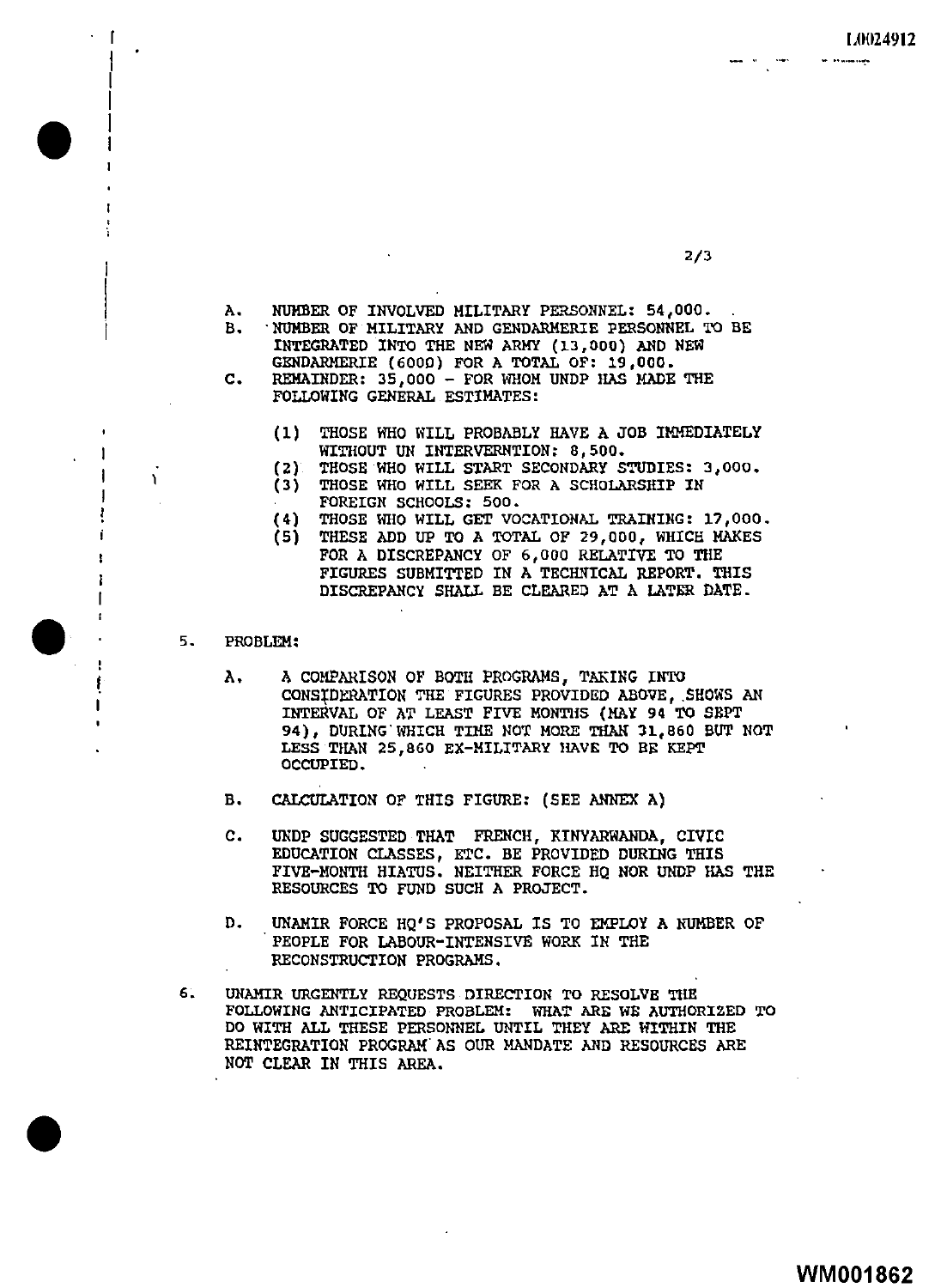A. NUMBER OF INVOLVED MILITARY PERSONNEL: 54,000.

B. NUMBER OF MILITARY AND GENDARMERIE PERSONNEL TO BE INTEGRATED INTO THE NEW ARMY (13,000) AND NEW GENDARMERIE (6000) FOR A TOTAL OF: 19,000.

C. REMAINDER: 35,000 - FOR WHOM UNDP HAS MADE THE FOLLOWING GENERAL ESTIMATES:

   (1) THOSE WHO WILL PROBABLY HAVE A JOB IMMEDIATELY WITHOUT UN INTERVERNTION: 8,500.
   (2) THOSE WHO WILL START SECONDARY STUDIES: 3,000.
   (3) THOSE WHO WILL SEEK FOR A SCHOLARSHIP IN FOREIGN SCHOOLS: 500.
   (4) THOSE WHO WILL GET VOCATIONAL TRAINING: 17,000.
   (5) THESE ADD UP TO A TOTAL OF 29,000, WHICH MAKES FOR A DISCREPANCY OF 6,000 RELATIVE TO THE FIGURES SUBMITTED IN A TECHNICAL REPORT. THIS DISCREPANCY SHALL BE CLEARED AT A LATER DATE.

5. PROBLEM:

   A. A COMPARISON OF BOTH PROGRAMS, TAKING INTO CONSIDERATION THE FIGURES PROVIDED ABOVE, SHOWS AN INTERVAL OF AT LEAST FIVE MONTHS (MAY 94 TO SEPT 94), DURING WHICH TIME NOT MORE THAN 31,860 BUT NOT LESS THAN 25,860 EX-MILITARY HAVE TO BE KEPT OCCUPIED.

   B. CALCULATION OF THIS FIGURE: (SEE ANNEX A)

   C. UNDP SUGGESTED THAT FRENCH, KINYARWANDA, CIVIC EDUCATION CLASSES, ETC. BE PROVIDED DURING THIS FIVE-MONTH HIATUS. NEITHER FORCE HQ NOR UNDP HAS THE RESOURCES TO FUND SUCH A PROJECT.

   D. UNAMIR FORCE HQ'S PROPOSAL IS TO EMPLOY A NUMBER OF PEOPLE FOR LABOUR-INTENSIVE WORK IN THE RECONSTRUCTION PROGRAMS.

6. UNAMIR URGENTLY REQUESTS DIRECTION TO RESOLVE THE FOLLOWING ANTICIPATED PROBLEM: WHAT ARE WE AUTHORIZED TO DO WITH ALL THESE PERSONNEL UNTIL THEY ARE WITHIN THE REINTEGRATION PROGRAM AS OUR MANDATE AND RESOURCES ARE NOT CLEAR IN THIS AREA.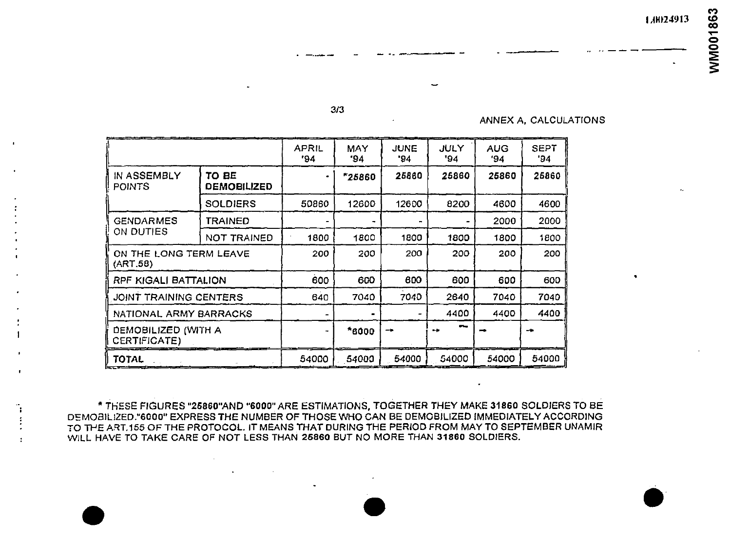ANNEX A, CALCULATIONS

| | | APRIL '94 | MAY '94 | JUNE '94 | JULY '94 | AUG '94 | SEPT '94 |
|---|---|---|---|---|---|---|---|
| IN ASSEMBLY POINTS | **TO BE DEMOBILIZED** | - | *25860 | 25860 | 25860 | 25860 | 25860 |
| | SOLDIERS | 50860 | 12600 | 12600 | 8200 | 4600 | 4600 |
| GENDARMES ON DUTIES | TRAINED | - | - | - | - | 2000 | 2000 |
| | NOT TRAINED | 1800 | 1800 | 1800 | 1800 | 1800 | 1800 |
| ON THE LONG TERM LEAVE (ART.58) | | 200 | 200 | 200 | 200 | 200 | 200 |
| RPF KIGALI BATTALION | | 600 | 600 | 600 | 600 | 600 | 600 |
| JOINT TRAINING CENTERS | | 640 | 7040 | 7040 | 2640 | 7040 | 7040 |
| NATIONAL ARMY BARRACKS | | - | - | - | 4400 | 4400 | 4400 |
| DEMOBILIZED (WITH A CERTIFICATE) | | - | *6000 | → | → | → | → |
| **TOTAL** | | 54000 | 54000 | 54000 | 54000 | 54000 | 54000 |

* THESE FIGURES "25860"AND "6000" ARE ESTIMATIONS, TOGETHER THEY MAKE **31860** SOLDIERS TO BE DEMOBILIZED."6000" EXPRESS THE NUMBER OF THOSE WHO CAN BE DEMOBILIZED IMMEDIATELY ACCORDING TO THE ART.155 OF THE PROTOCOL. IT MEANS THAT DURING THE PERIOD FROM MAY TO SEPTEMBER UNAMIR WILL HAVE TO TAKE CARE OF NOT LESS THAN **25860** BUT NO MORE THAN **31860** SOLDIERS.